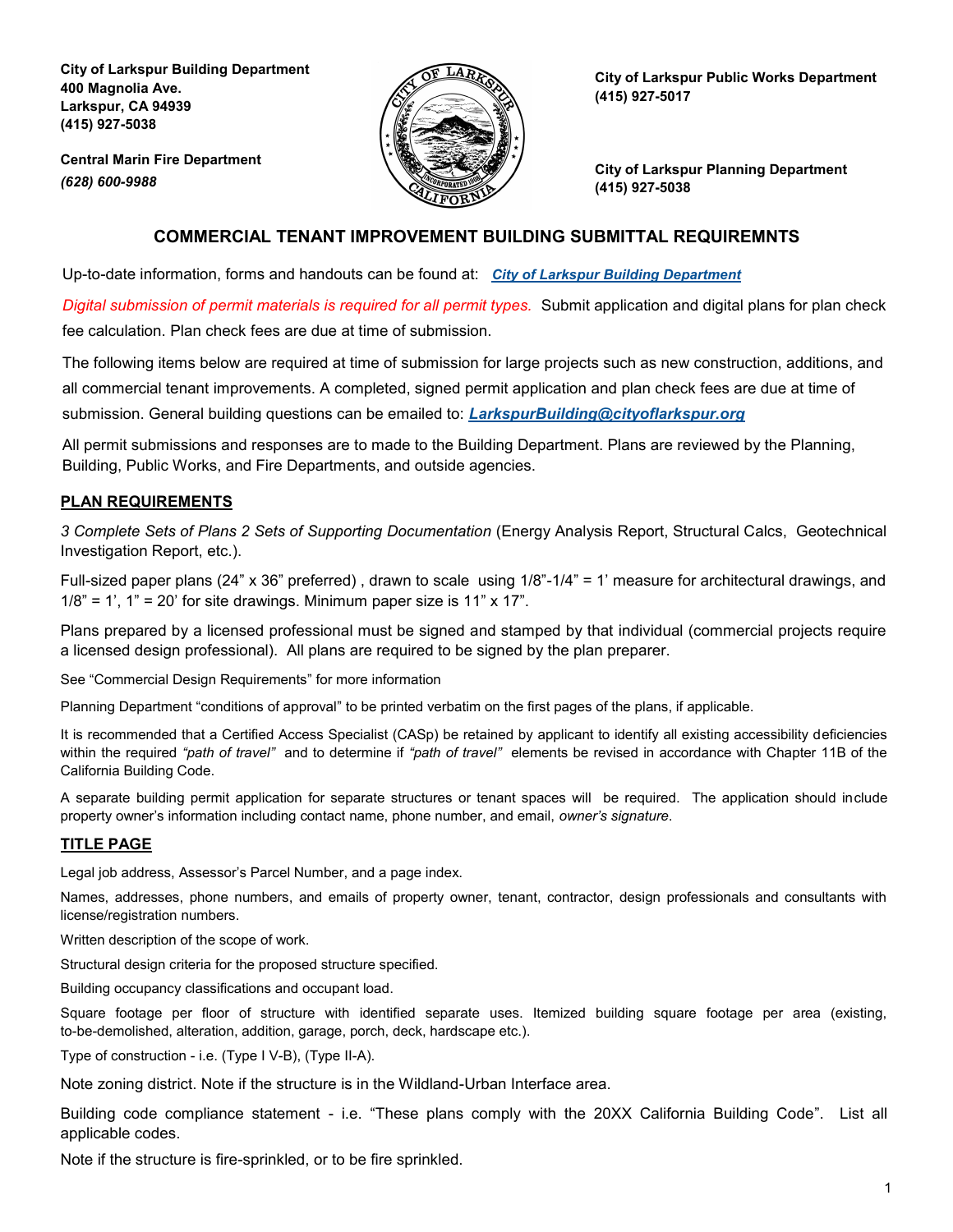**City of Larkspur Building Department**
**400 Magnolia Ave.**
**Larkspur, CA 94939**
**(415) 927-5038**

**Central Marin Fire Department**
***(628) 600-9988***

**City of Larkspur Public Works Department**
**(415) 927-5017**

**City of Larkspur Planning Department**
**(415) 927-5038**

## COMMERCIAL TENANT IMPROVEMENT BUILDING SUBMITTAL REQUIREMNTS

Up-to-date information, forms and handouts can be found at: ***City of Larkspur Building Department***

*Digital submission of permit materials is required for all permit types.* Submit application and digital plans for plan check fee calculation. Plan check fees are due at time of submission.

The following items below are required at time of submission for large projects such as new construction, additions, and all commercial tenant improvements. A completed, signed permit application and plan check fees are due at time of submission. General building questions can be emailed to: ***LarkspurBuilding@cityoflarkspur.org***

All permit submissions and responses are to made to the Building Department. Plans are reviewed by the Planning, Building, Public Works, and Fire Departments, and outside agencies.

### PLAN REQUIREMENTS

*3 Complete Sets of Plans 2 Sets of Supporting Documentation* (Energy Analysis Report, Structural Calcs, Geotechnical Investigation Report, etc.).

Full-sized paper plans (24" x 36" preferred) , drawn to scale using 1/8"-1/4" = 1' measure for architectural drawings, and 1/8" = 1', 1" = 20' for site drawings. Minimum paper size is 11" x 17".

Plans prepared by a licensed professional must be signed and stamped by that individual (commercial projects require a licensed design professional). All plans are required to be signed by the plan preparer.

See "Commercial Design Requirements" for more information

Planning Department "conditions of approval" to be printed verbatim on the first pages of the plans, if applicable.

It is recommended that a Certified Access Specialist (CASp) be retained by applicant to identify all existing accessibility deficiencies within the required *"path of travel"* and to determine if *"path of travel"* elements be revised in accordance with Chapter 11B of the California Building Code.

A separate building permit application for separate structures or tenant spaces will be required. The application should include property owner's information including contact name, phone number, and email, *owner's signature*.

### TITLE PAGE

Legal job address, Assessor's Parcel Number, and a page index.

Names, addresses, phone numbers, and emails of property owner, tenant, contractor, design professionals and consultants with license/registration numbers.

Written description of the scope of work.

Structural design criteria for the proposed structure specified.

Building occupancy classifications and occupant load.

Square footage per floor of structure with identified separate uses. Itemized building square footage per area (existing, to-be-demolished, alteration, addition, garage, porch, deck, hardscape etc.).

Type of construction - i.e. (Type I V-B), (Type II-A).

Note zoning district. Note if the structure is in the Wildland-Urban Interface area.

Building code compliance statement - i.e. "These plans comply with the 20XX California Building Code". List all applicable codes.

Note if the structure is fire-sprinkled, or to be fire sprinkled.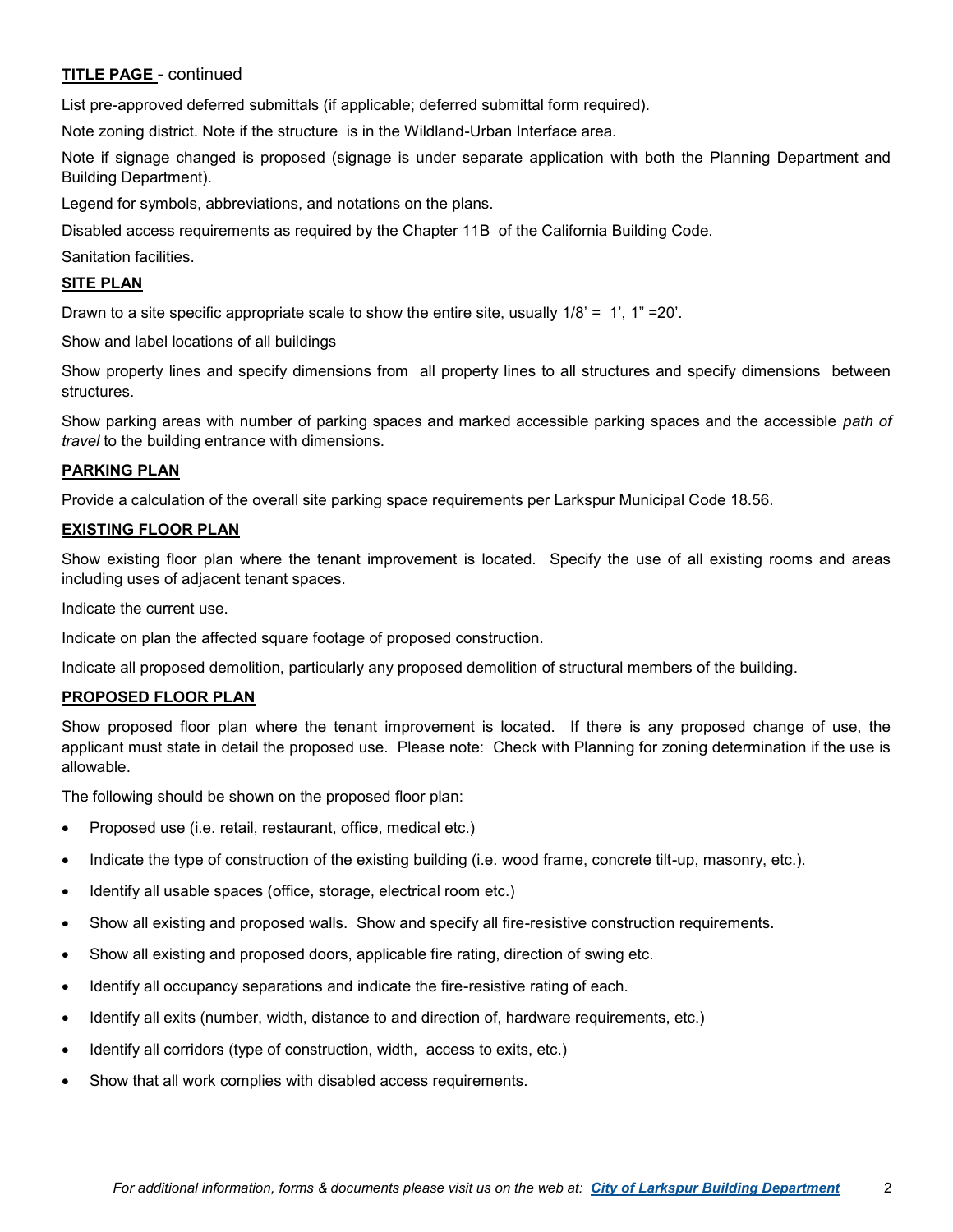**TITLE PAGE** - continued

List pre-approved deferred submittals (if applicable; deferred submittal form required).

Note zoning district. Note if the structure is in the Wildland-Urban Interface area.

Note if signage changed is proposed (signage is under separate application with both the Planning Department and Building Department).

Legend for symbols, abbreviations, and notations on the plans.

Disabled access requirements as required by the Chapter 11B of the California Building Code.

Sanitation facilities.

**SITE PLAN**

Drawn to a site specific appropriate scale to show the entire site, usually 1/8' = 1', 1" =20'.

Show and label locations of all buildings

Show property lines and specify dimensions from all property lines to all structures and specify dimensions between structures.

Show parking areas with number of parking spaces and marked accessible parking spaces and the accessible *path of travel* to the building entrance with dimensions.

**PARKING PLAN**

Provide a calculation of the overall site parking space requirements per Larkspur Municipal Code 18.56.

**EXISTING FLOOR PLAN**

Show existing floor plan where the tenant improvement is located. Specify the use of all existing rooms and areas including uses of adjacent tenant spaces.

Indicate the current use.

Indicate on plan the affected square footage of proposed construction.

Indicate all proposed demolition, particularly any proposed demolition of structural members of the building.

**PROPOSED FLOOR PLAN**

Show proposed floor plan where the tenant improvement is located. If there is any proposed change of use, the applicant must state in detail the proposed use. Please note: Check with Planning for zoning determination if the use is allowable.

The following should be shown on the proposed floor plan:

- Proposed use (i.e. retail, restaurant, office, medical etc.)
- Indicate the type of construction of the existing building (i.e. wood frame, concrete tilt-up, masonry, etc.).
- Identify all usable spaces (office, storage, electrical room etc.)
- Show all existing and proposed walls. Show and specify all fire-resistive construction requirements.
- Show all existing and proposed doors, applicable fire rating, direction of swing etc.
- Identify all occupancy separations and indicate the fire-resistive rating of each.
- Identify all exits (number, width, distance to and direction of, hardware requirements, etc.)
- Identify all corridors (type of construction, width, access to exits, etc.)
- Show that all work complies with disabled access requirements.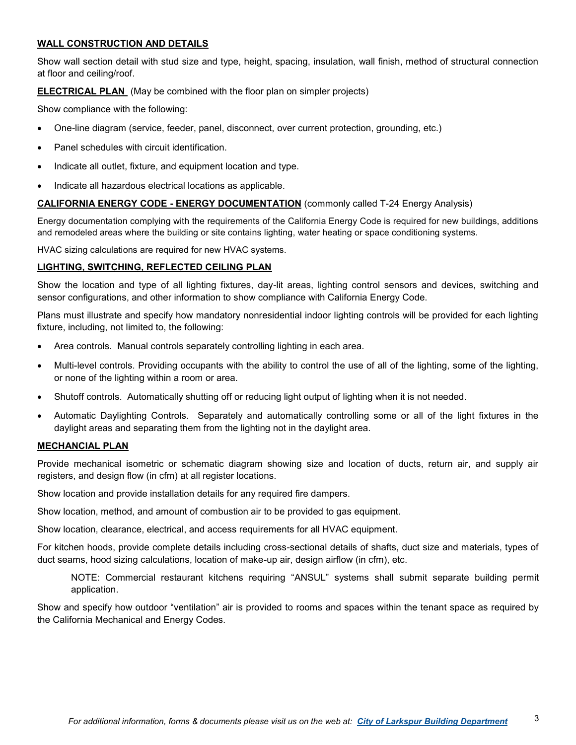**WALL CONSTRUCTION AND DETAILS**

Show wall section detail with stud size and type, height, spacing, insulation, wall finish, method of structural connection at floor and ceiling/roof.

**ELECTRICAL PLAN** (May be combined with the floor plan on simpler projects)

Show compliance with the following:

- One-line diagram (service, feeder, panel, disconnect, over current protection, grounding, etc.)
- Panel schedules with circuit identification.
- Indicate all outlet, fixture, and equipment location and type.
- Indicate all hazardous electrical locations as applicable.

**CALIFORNIA ENERGY CODE - ENERGY DOCUMENTATION** (commonly called T-24 Energy Analysis)

Energy documentation complying with the requirements of the California Energy Code is required for new buildings, additions and remodeled areas where the building or site contains lighting, water heating or space conditioning systems.

HVAC sizing calculations are required for new HVAC systems.

**LIGHTING, SWITCHING, REFLECTED CEILING PLAN**

Show the location and type of all lighting fixtures, day-lit areas, lighting control sensors and devices, switching and sensor configurations, and other information to show compliance with California Energy Code.

Plans must illustrate and specify how mandatory nonresidential indoor lighting controls will be provided for each lighting fixture, including, not limited to, the following:

- Area controls. Manual controls separately controlling lighting in each area.
- Multi-level controls. Providing occupants with the ability to control the use of all of the lighting, some of the lighting, or none of the lighting within a room or area.
- Shutoff controls. Automatically shutting off or reducing light output of lighting when it is not needed.
- Automatic Daylighting Controls. Separately and automatically controlling some or all of the light fixtures in the daylight areas and separating them from the lighting not in the daylight area.

**MECHANCIAL PLAN**

Provide mechanical isometric or schematic diagram showing size and location of ducts, return air, and supply air registers, and design flow (in cfm) at all register locations.

Show location and provide installation details for any required fire dampers.

Show location, method, and amount of combustion air to be provided to gas equipment.

Show location, clearance, electrical, and access requirements for all HVAC equipment.

For kitchen hoods, provide complete details including cross-sectional details of shafts, duct size and materials, types of duct seams, hood sizing calculations, location of make-up air, design airflow (in cfm), etc.

> NOTE: Commercial restaurant kitchens requiring "ANSUL" systems shall submit separate building permit application.

Show and specify how outdoor "ventilation" air is provided to rooms and spaces within the tenant space as required by the California Mechanical and Energy Codes.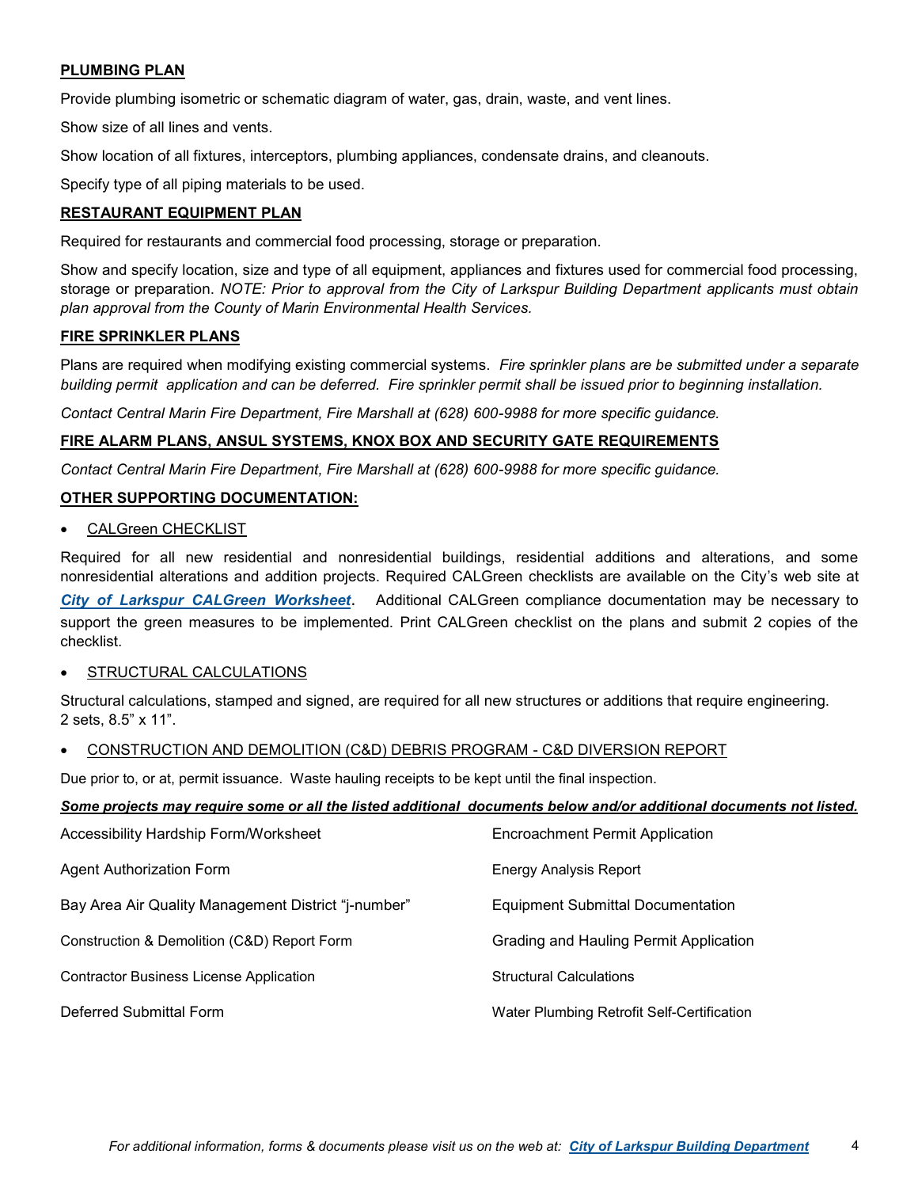**PLUMBING PLAN**

Provide plumbing isometric or schematic diagram of water, gas, drain, waste, and vent lines.

Show size of all lines and vents.

Show location of all fixtures, interceptors, plumbing appliances, condensate drains, and cleanouts.

Specify type of all piping materials to be used.

**RESTAURANT EQUIPMENT PLAN**

Required for restaurants and commercial food processing, storage or preparation.

Show and specify location, size and type of all equipment, appliances and fixtures used for commercial food processing, storage or preparation. *NOTE: Prior to approval from the City of Larkspur Building Department applicants must obtain plan approval from the County of Marin Environmental Health Services.*

**FIRE SPRINKLER PLANS**

Plans are required when modifying existing commercial systems. *Fire sprinkler plans are be submitted under a separate building permit application and can be deferred. Fire sprinkler permit shall be issued prior to beginning installation.*

*Contact Central Marin Fire Department, Fire Marshall at (628) 600-9988 for more specific guidance.*

**FIRE ALARM PLANS, ANSUL SYSTEMS, KNOX BOX AND SECURITY GATE REQUIREMENTS**

*Contact Central Marin Fire Department, Fire Marshall at (628) 600-9988 for more specific guidance.*

**OTHER SUPPORTING DOCUMENTATION:**

- CALGreen CHECKLIST

Required for all new residential and nonresidential buildings, residential additions and alterations, and some nonresidential alterations and addition projects. Required CALGreen checklists are available on the City's web site at ***City of Larkspur CALGreen Worksheet***. Additional CALGreen compliance documentation may be necessary to support the green measures to be implemented. Print CALGreen checklist on the plans and submit 2 copies of the checklist.

- STRUCTURAL CALCULATIONS

Structural calculations, stamped and signed, are required for all new structures or additions that require engineering. 2 sets, 8.5" x 11".

- CONSTRUCTION AND DEMOLITION (C&D) DEBRIS PROGRAM - C&D DIVERSION REPORT

Due prior to, or at, permit issuance. Waste hauling receipts to be kept until the final inspection.

***Some projects may require some or all the listed additional documents below and/or additional documents not listed.***

| | |
|---|---|
| Accessibility Hardship Form/Worksheet | Encroachment Permit Application |
| Agent Authorization Form | Energy Analysis Report |
| Bay Area Air Quality Management District "j-number" | Equipment Submittal Documentation |
| Construction & Demolition (C&D) Report Form | Grading and Hauling Permit Application |
| Contractor Business License Application | Structural Calculations |
| Deferred Submittal Form | Water Plumbing Retrofit Self-Certification |

*For additional information, forms & documents please visit us on the web at:* ***City of Larkspur Building Department***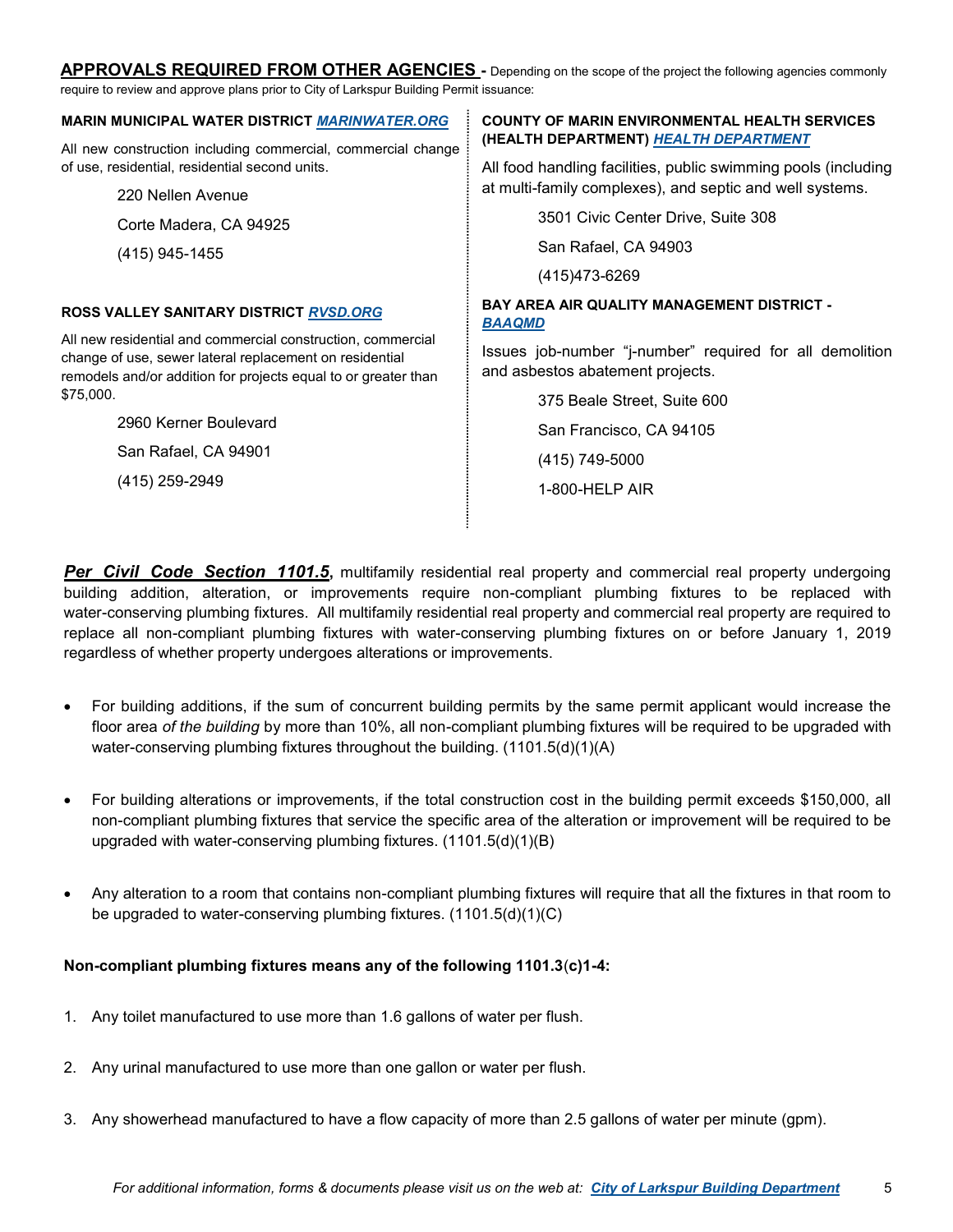**APPROVALS REQUIRED FROM OTHER AGENCIES -** Depending on the scope of the project the following agencies commonly require to review and approve plans prior to City of Larkspur Building Permit issuance:

**MARIN MUNICIPAL WATER DISTRICT *MARINWATER.ORG***

All new construction including commercial, commercial change of use, residential, residential second units.

220 Nellen Avenue

Corte Madera, CA 94925

(415) 945-1455

**ROSS VALLEY SANITARY DISTRICT *RVSD.ORG***

All new residential and commercial construction, commercial change of use, sewer lateral replacement on residential remodels and/or addition for projects equal to or greater than $75,000.

2960 Kerner Boulevard

San Rafael, CA 94901

(415) 259-2949

**COUNTY OF MARIN ENVIRONMENTAL HEALTH SERVICES (HEALTH DEPARTMENT) *HEALTH DEPARTMENT***

All food handling facilities, public swimming pools (including at multi-family complexes), and septic and well systems.

3501 Civic Center Drive, Suite 308

San Rafael, CA 94903

(415)473-6269

**BAY AREA AIR QUALITY MANAGEMENT DISTRICT - *BAAQMD***

Issues job-number "j-number" required for all demolition and asbestos abatement projects.

375 Beale Street, Suite 600

San Francisco, CA 94105

(415) 749-5000

1-800-HELP AIR

***Per Civil Code Section 1101.5***, multifamily residential real property and commercial real property undergoing building addition, alteration, or improvements require non-compliant plumbing fixtures to be replaced with water-conserving plumbing fixtures. All multifamily residential real property and commercial real property are required to replace all non-compliant plumbing fixtures with water-conserving plumbing fixtures on or before January 1, 2019 regardless of whether property undergoes alterations or improvements.

- For building additions, if the sum of concurrent building permits by the same permit applicant would increase the floor area *of the building* by more than 10%, all non-compliant plumbing fixtures will be required to be upgraded with water-conserving plumbing fixtures throughout the building. (1101.5(d)(1)(A)
- For building alterations or improvements, if the total construction cost in the building permit exceeds $150,000, all non-compliant plumbing fixtures that service the specific area of the alteration or improvement will be required to be upgraded with water-conserving plumbing fixtures. (1101.5(d)(1)(B)
- Any alteration to a room that contains non-compliant plumbing fixtures will require that all the fixtures in that room to be upgraded to water-conserving plumbing fixtures. (1101.5(d)(1)(C)

**Non-compliant plumbing fixtures means any of the following 1101.3(c)1-4:**

1. Any toilet manufactured to use more than 1.6 gallons of water per flush.
2. Any urinal manufactured to use more than one gallon or water per flush.
3. Any showerhead manufactured to have a flow capacity of more than 2.5 gallons of water per minute (gpm).

*For additional information, forms & documents please visit us on the web at:* ***City of Larkspur Building Department***